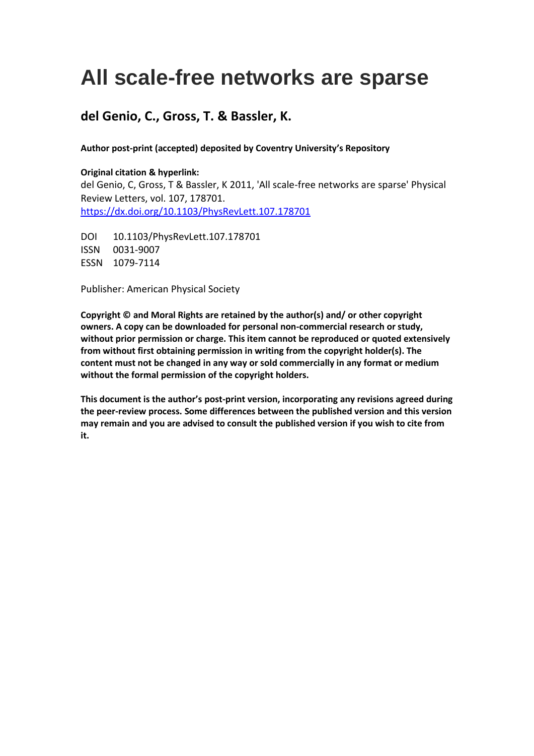# All scale-free networks are sparse

## del Genio, C., Gross, T. & Bassler, K.

**Author post-print (accepted) deposited by Coventry University's Repository**

**Original citation & hyperlink:**

del Genio, C, Gross, T & Bassler, K 2011, 'All scale-free networks are sparse' Physical Review Letters, vol. 107, 178701.

https://dx.doi.org/10.1103/PhysRevLett.107.178701

DOI 10.1103/PhysRevLett.107.178701

ISSN 0031-9007

ESSN 1079-7114

Publisher: American Physical Society

**Copyright © and Moral Rights are retained by the author(s) and/ or other copyright owners. A copy can be downloaded for personal non-commercial research or study, without prior permission or charge. This item cannot be reproduced or quoted extensively from without first obtaining permission in writing from the copyright holder(s). The content must not be changed in any way or sold commercially in any format or medium without the formal permission of the copyright holders.**

**This document is the author's post-print version, incorporating any revisions agreed during the peer-review process. Some differences between the published version and this version may remain and you are advised to consult the published version if you wish to cite from it.**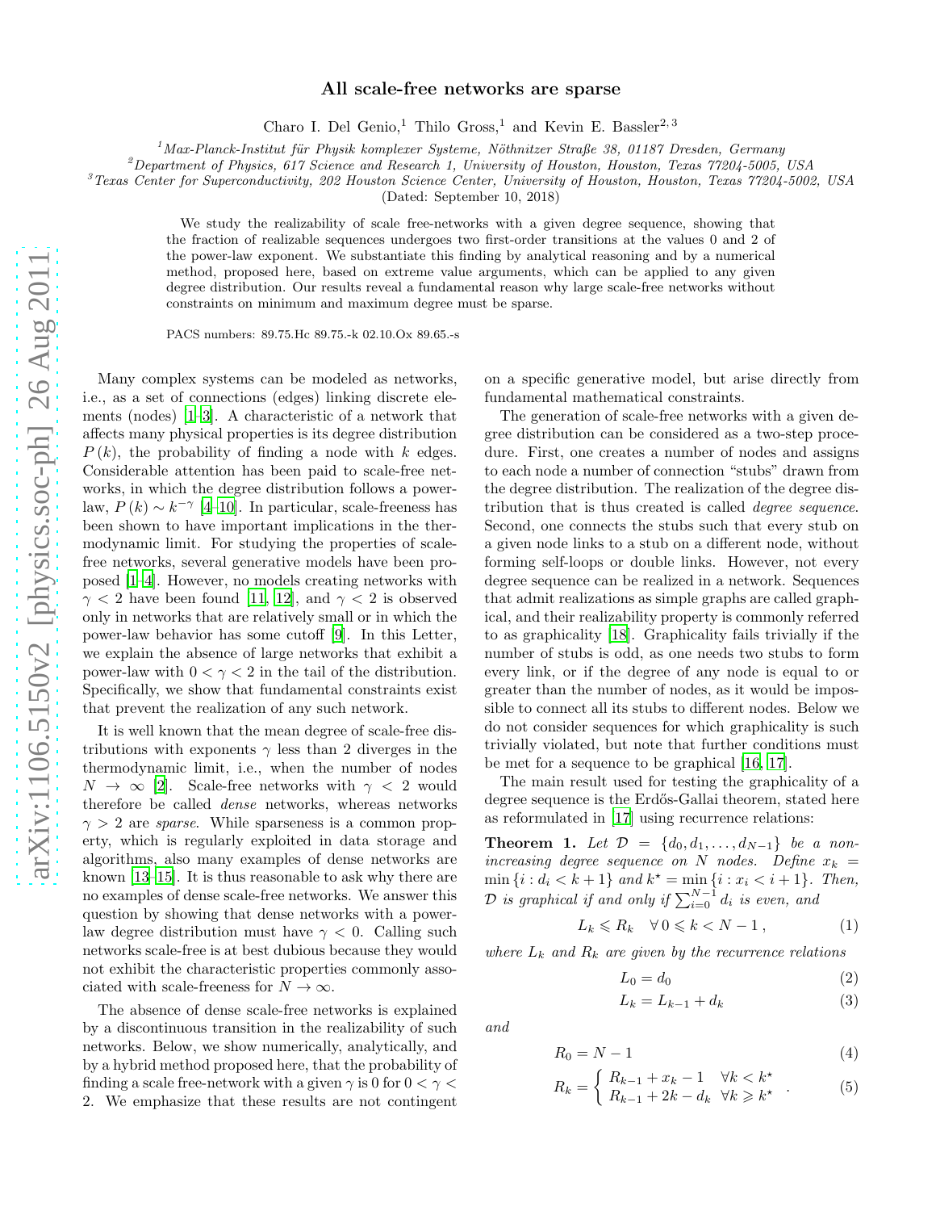# All scale-free networks are sparse

Charo I. Del Genio,[1] Thilo Gross,[1] and Kevin E. Bassler[2, 3]

[1] *Max-Planck-Institut für Physik komplexer Systeme, Nöthnitzer Straße 38, 01187 Dresden, Germany*
[2] *Department of Physics, 617 Science and Research 1, University of Houston, Houston, Texas 77204-5005, USA*
[3] *Texas Center for Superconductivity, 202 Houston Science Center, University of Houston, Houston, Texas 77204-5002, USA*
(Dated: September 10, 2018)

We study the realizability of scale free-networks with a given degree sequence, showing that the fraction of realizable sequences undergoes two first-order transitions at the values 0 and 2 of the power-law exponent. We substantiate this finding by analytical reasoning and by a numerical method, proposed here, based on extreme value arguments, which can be applied to any given degree distribution. Our results reveal a fundamental reason why large scale-free networks without constraints on minimum and maximum degree must be sparse.

PACS numbers: 89.75.Hc 89.75.-k 02.10.Ox 89.65.-s

Many complex systems can be modeled as networks, i.e., as a set of connections (edges) linking discrete elements (nodes) [1–3]. A characteristic of a network that affects many physical properties is its degree distribution $P(k)$, the probability of finding a node with $k$ edges. Considerable attention has been paid to scale-free networks, in which the degree distribution follows a power-law, $P(k) \sim k^{-\gamma}$ [4–10]. In particular, scale-freeness has been shown to have important implications in the thermodynamic limit. For studying the properties of scale-free networks, several generative models have been proposed [1–4]. However, no models creating networks with $\gamma < 2$ have been found [11, 12], and $\gamma < 2$ is observed only in networks that are relatively small or in which the power-law behavior has some cutoff [9]. In this Letter, we explain the absence of large networks that exhibit a power-law with $0 < \gamma < 2$ in the tail of the distribution. Specifically, we show that fundamental constraints exist that prevent the realization of any such network.

It is well known that the mean degree of scale-free distributions with exponents $\gamma$ less than 2 diverges in the thermodynamic limit, i.e., when the number of nodes $N \to \infty$ [2]. Scale-free networks with $\gamma < 2$ would therefore be called *dense* networks, whereas networks $\gamma > 2$ are *sparse*. While sparseness is a common property, which is regularly exploited in data storage and algorithms, also many examples of dense networks are known [13–15]. It is thus reasonable to ask why there are no examples of dense scale-free networks. We answer this question by showing that dense networks with a power-law degree distribution must have $\gamma < 0$. Calling such networks scale-free is at best dubious because they would not exhibit the characteristic properties commonly associated with scale-freeness for $N \to \infty$.

The absence of dense scale-free networks is explained by a discontinuous transition in the realizability of such networks. Below, we show numerically, analytically, and by a hybrid method proposed here, that the probability of finding a scale free-network with a given $\gamma$ is 0 for $0 < \gamma < 2$. We emphasize that these results are not contingent on a specific generative model, but arise directly from fundamental mathematical constraints.

The generation of scale-free networks with a given degree distribution can be considered as a two-step procedure. First, one creates a number of nodes and assigns to each node a number of connection "stubs" drawn from the degree distribution. The realization of the degree distribution that is thus created is called *degree sequence*. Second, one connects the stubs such that every stub on a given node links to a stub on a different node, without forming self-loops or double links. However, not every degree sequence can be realized in a network. Sequences that admit realizations as simple graphs are called graphical, and their realizability property is commonly referred to as graphicality [18]. Graphicality fails trivially if the number of stubs is odd, as one needs two stubs to form every link, or if the degree of any node is equal to or greater than the number of nodes, as it would be impossible to connect all its stubs to different nodes. Below we do not consider sequences for which graphicality is such trivially violated, but note that further conditions must be met for a sequence to be graphical [16, 17].

The main result used for testing the graphicality of a degree sequence is the Erdős-Gallai theorem, stated here as reformulated in [17] using recurrence relations:

**Theorem 1.** *Let $\mathcal{D} = \{d_0, d_1, \ldots, d_{N-1}\}$ be a non-increasing degree sequence on $N$ nodes. Define $x_k = \min\{i : d_i < k+1\}$ and $k^\star = \min\{i : x_i < i+1\}$. Then, $\mathcal{D}$ is graphical if and only if $\sum_{i=0}^{N-1} d_i$ is even, and*

$$L_k \leqslant R_k \quad \forall\, 0 \leqslant k < N-1\,, \tag{1}$$

*where $L_k$ and $R_k$ are given by the recurrence relations*

$$L_0 = d_0 \tag{2}$$

$$L_k = L_{k-1} + d_k \tag{3}$$

*and*

$$R_0 = N - 1 \tag{4}$$

$$R_k = \begin{cases} R_{k-1} + x_k - 1 & \forall k < k^\star \\ R_{k-1} + 2k - d_k & \forall k \geqslant k^\star \end{cases}. \tag{5}$$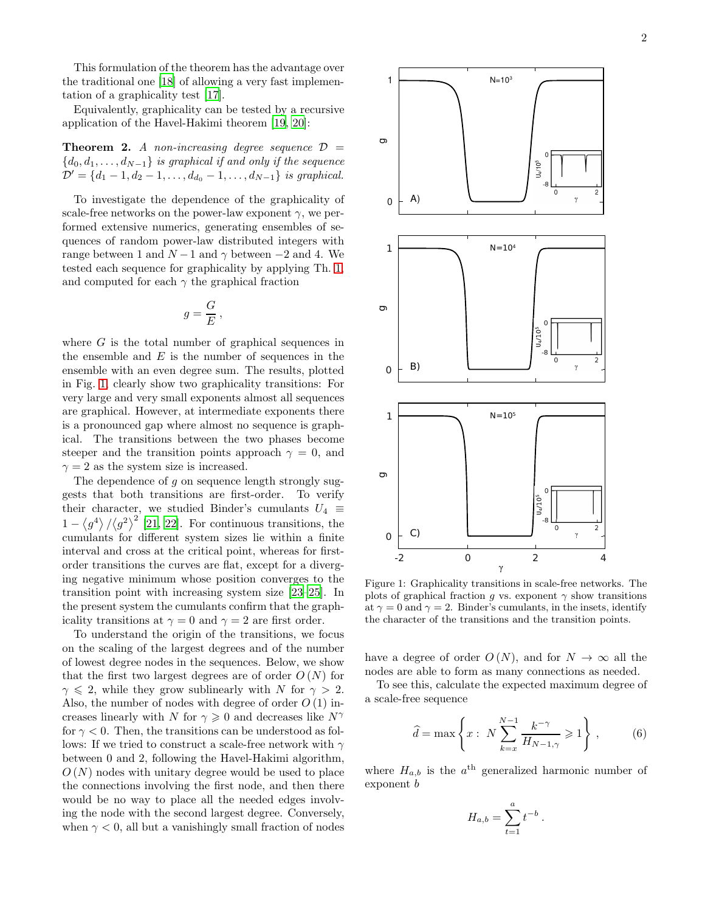This formulation of the theorem has the advantage over the traditional one [18] of allowing a very fast implementation of a graphicality test [17].

Equivalently, graphicality can be tested by a recursive application of the Havel-Hakimi theorem [19, 20]:

**Theorem 2.** *A non-increasing degree sequence $\mathcal{D} = \{d_0, d_1, \ldots, d_{N-1}\}$ is graphical if and only if the sequence $\mathcal{D}' = \{d_1 - 1, d_2 - 1, \ldots, d_{d_0} - 1, \ldots, d_{N-1}\}$ is graphical.*

To investigate the dependence of the graphicality of scale-free networks on the power-law exponent $\gamma$, we performed extensive numerics, generating ensembles of sequences of random power-law distributed integers with range between 1 and $N-1$ and $\gamma$ between $-2$ and 4. We tested each sequence for graphicality by applying Th. 1, and computed for each $\gamma$ the graphical fraction

$$g = \frac{G}{E}\,,$$

where $G$ is the total number of graphical sequences in the ensemble and $E$ is the number of sequences in the ensemble with an even degree sum. The results, plotted in Fig. 1, clearly show two graphicality transitions: For very large and very small exponents almost all sequences are graphical. However, at intermediate exponents there is a pronounced gap where almost no sequence is graphical. The transitions between the two phases become steeper and the transition points approach $\gamma = 0$, and $\gamma = 2$ as the system size is increased.

The dependence of $g$ on sequence length strongly suggests that both transitions are first-order. To verify their character, we studied Binder's cumulants $U_4 \equiv 1 - \left\langle g^4 \right\rangle / \left\langle g^2 \right\rangle^2$ [21, 22]. For continuous transitions, the cumulants for different system sizes lie within a finite interval and cross at the critical point, whereas for first-order transitions the curves are flat, except for a diverging negative minimum whose position converges to the transition point with increasing system size [23–25]. In the present system the cumulants confirm that the graphicality transitions at $\gamma = 0$ and $\gamma = 2$ are first order.

To understand the origin of the transitions, we focus on the scaling of the largest degrees and of the number of lowest degree nodes in the sequences. Below, we show that the first two largest degrees are of order $O(N)$ for $\gamma \leqslant 2$, while they grow sublinearly with $N$ for $\gamma > 2$. Also, the number of nodes with degree of order $O(1)$ increases linearly with $N$ for $\gamma \geqslant 0$ and decreases like $N^{\gamma}$ for $\gamma < 0$. Then, the transitions can be understood as follows: If we tried to construct a scale-free network with $\gamma$ between 0 and 2, following the Havel-Hakimi algorithm, $O(N)$ nodes with unitary degree would be used to place the connections involving the first node, and then there would be no way to place all the needed edges involving the node with the second largest degree. Conversely, when $\gamma < 0$, all but a vanishingly small fraction of nodes have a degree of order $O(N)$, and for $N \to \infty$ all the nodes are able to form as many connections as needed.

Figure 1: Graphicality transitions in scale-free networks. The plots of graphical fraction $g$ vs. exponent $\gamma$ show transitions at $\gamma = 0$ and $\gamma = 2$. Binder's cumulants, in the insets, identify the character of the transitions and the transition points.

To see this, calculate the expected maximum degree of a scale-free sequence

$$\widehat{d} = \max\left\{ x : \; N \sum_{k=x}^{N-1} \frac{k^{-\gamma}}{H_{N-1,\gamma}} \geqslant 1 \right\}\,, \qquad (6)$$

where $H_{a,b}$ is the $a^{\text{th}}$ generalized harmonic number of exponent $b$

$$H_{a,b} = \sum_{t=1}^{a} t^{-b}\,.$$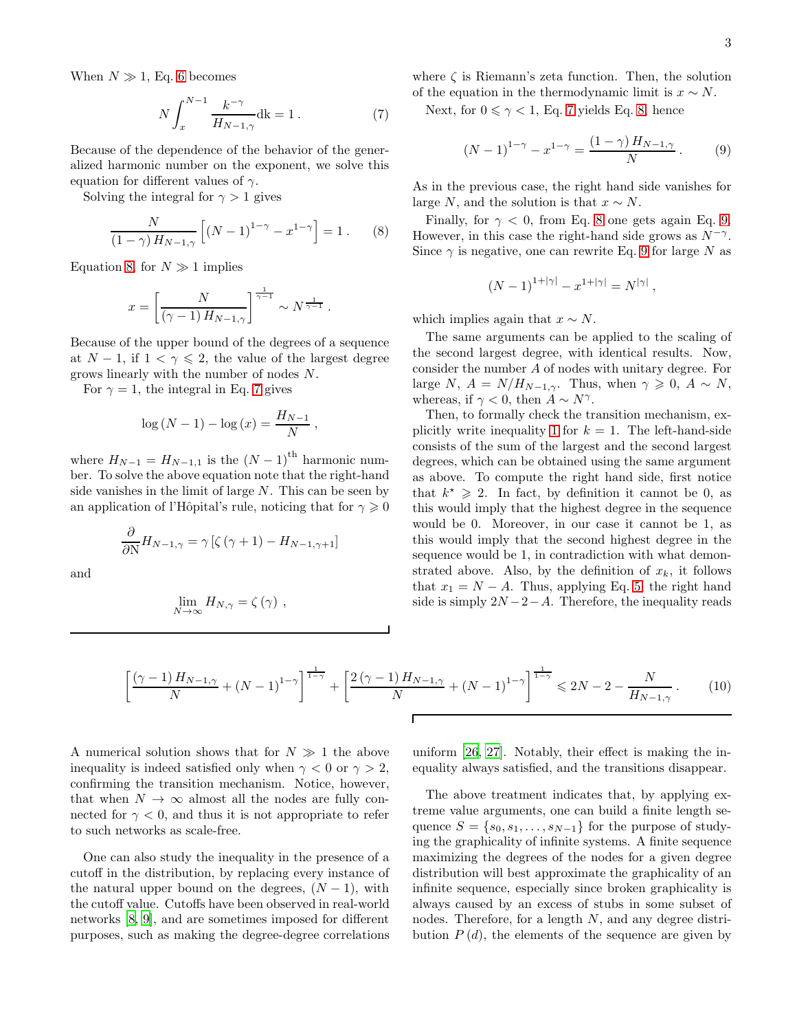When $N \gg 1$, Eq. 6 becomes

$$N \int_{x}^{N-1} \frac{k^{-\gamma}}{H_{N-1,\gamma}} \mathrm{dk} = 1 \, . \tag{7}$$

Because of the dependence of the behavior of the generalized harmonic number on the exponent, we solve this equation for different values of $\gamma$.

Solving the integral for $\gamma > 1$ gives

$$\frac{N}{(1-\gamma) H_{N-1,\gamma}} \left[ (N-1)^{1-\gamma} - x^{1-\gamma} \right] = 1 \, . \tag{8}$$

Equation 8, for $N \gg 1$ implies

$$x = \left[ \frac{N}{(\gamma - 1) H_{N-1,\gamma}} \right]^{\frac{1}{\gamma-1}} \sim N^{\frac{1}{\gamma-1}} \, .$$

Because of the upper bound of the degrees of a sequence at $N-1$, if $1 < \gamma \leqslant 2$, the value of the largest degree grows linearly with the number of nodes $N$.

For $\gamma = 1$, the integral in Eq. 7 gives

$$\log(N-1) - \log(x) = \frac{H_{N-1}}{N} \, ,$$

where $H_{N-1} = H_{N-1,1}$ is the $(N-1)^{\text{th}}$ harmonic number. To solve the above equation note that the right-hand side vanishes in the limit of large $N$. This can be seen by an application of l'Hôpital's rule, noticing that for $\gamma \geqslant 0$

$$\frac{\partial}{\partial \mathrm{N}} H_{N-1,\gamma} = \gamma \left[ \zeta(\gamma+1) - H_{N-1,\gamma+1} \right]$$

and

$$\lim_{N \to \infty} H_{N,\gamma} = \zeta(\gamma) \, ,$$

where $\zeta$ is Riemann's zeta function. Then, the solution of the equation in the thermodynamic limit is $x \sim N$.

Next, for $0 \leqslant \gamma < 1$, Eq. 7 yields Eq. 8, hence

$$(N-1)^{1-\gamma} - x^{1-\gamma} = \frac{(1-\gamma) H_{N-1,\gamma}}{N} \, . \tag{9}$$

As in the previous case, the right hand side vanishes for large $N$, and the solution is that $x \sim N$.

Finally, for $\gamma < 0$, from Eq. 8 one gets again Eq. 9. However, in this case the right-hand side grows as $N^{-\gamma}$. Since $\gamma$ is negative, one can rewrite Eq. 9 for large $N$ as

$$(N-1)^{1+|\gamma|} - x^{1+|\gamma|} = N^{|\gamma|} \, ,$$

which implies again that $x \sim N$.

The same arguments can be applied to the scaling of the second largest degree, with identical results. Now, consider the number $A$ of nodes with unitary degree. For large $N$, $A = N/H_{N-1,\gamma}$. Thus, when $\gamma \geqslant 0$, $A \sim N$, whereas, if $\gamma < 0$, then $A \sim N^{\gamma}$.

Then, to formally check the transition mechanism, explicitly write inequality 1 for $k = 1$. The left-hand-side consists of the sum of the largest and the second largest degrees, which can be obtained using the same argument as above. To compute the right hand side, first notice that $k^{\star} \geqslant 2$. In fact, by definition it cannot be 0, as this would imply that the highest degree in the sequence would be 0. Moreover, in our case it cannot be 1, as this would imply that the second highest degree in the sequence would be 1, in contradiction with what demonstrated above. Also, by the definition of $x_k$, it follows that $x_1 = N - A$. Thus, applying Eq. 5 the right hand side is simply $2N - 2 - A$. Therefore, the inequality reads

$$\left[ \frac{(\gamma-1) H_{N-1,\gamma}}{N} + (N-1)^{1-\gamma} \right]^{\frac{1}{1-\gamma}} + \left[ \frac{2(\gamma-1) H_{N-1,\gamma}}{N} + (N-1)^{1-\gamma} \right]^{\frac{1}{1-\gamma}} \leqslant 2N - 2 - \frac{N}{H_{N-1,\gamma}} \, . \tag{10}$$

A numerical solution shows that for $N \gg 1$ the above inequality is indeed satisfied only when $\gamma < 0$ or $\gamma > 2$, confirming the transition mechanism. Notice, however, that when $N \to \infty$ almost all the nodes are fully connected for $\gamma < 0$, and thus it is not appropriate to refer to such networks as scale-free.

One can also study the inequality in the presence of a cutoff in the distribution, by replacing every instance of the natural upper bound on the degrees, $(N-1)$, with the cutoff value. Cutoffs have been observed in real-world networks [8, 9], and are sometimes imposed for different purposes, such as making the degree-degree correlations uniform [26, 27]. Notably, their effect is making the inequality always satisfied, and the transitions disappear.

The above treatment indicates that, by applying extreme value arguments, one can build a finite length sequence $S = \{s_0, s_1, \ldots, s_{N-1}\}$ for the purpose of studying the graphicality of infinite systems. A finite sequence maximizing the degrees of the nodes for a given degree distribution will best approximate the graphicality of an infinite sequence, especially since broken graphicality is always caused by an excess of stubs in some subset of nodes. Therefore, for a length $N$, and any degree distribution $P(d)$, the elements of the sequence are given by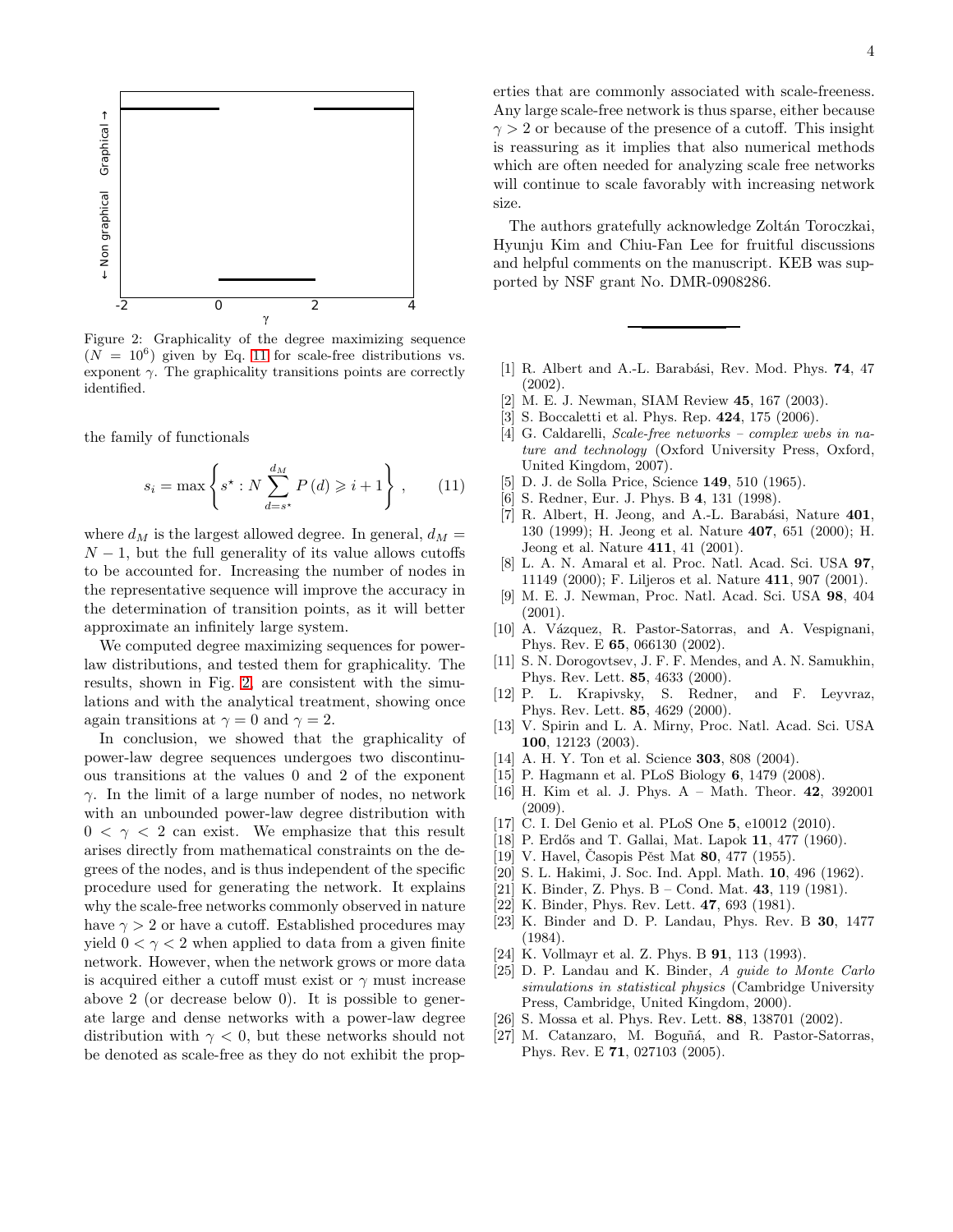← Non graphical    Graphical →

-2    0    2    4

γ

Figure 2: Graphicality of the degree maximizing sequence ($N = 10^6$) given by Eq. 11 for scale-free distributions vs. exponent $\gamma$. The graphicality transitions points are correctly identified.

the family of functionals

$$s_i = \max\left\{ s^\star : N \sum_{d=s^\star}^{d_M} P(d) \geqslant i+1 \right\} , \qquad (11)$$

where $d_M$ is the largest allowed degree. In general, $d_M = N - 1$, but the full generality of its value allows cutoffs to be accounted for. Increasing the number of nodes in the representative sequence will improve the accuracy in the determination of transition points, as it will better approximate an infinitely large system.

We computed degree maximizing sequences for power-law distributions, and tested them for graphicality. The results, shown in Fig. 2, are consistent with the simulations and with the analytical treatment, showing once again transitions at $\gamma = 0$ and $\gamma = 2$.

In conclusion, we showed that the graphicality of power-law degree sequences undergoes two discontinuous transitions at the values 0 and 2 of the exponent $\gamma$. In the limit of a large number of nodes, no network with an unbounded power-law degree distribution with $0 < \gamma < 2$ can exist. We emphasize that this result arises directly from mathematical constraints on the degrees of the nodes, and is thus independent of the specific procedure used for generating the network. It explains why the scale-free networks commonly observed in nature have $\gamma > 2$ or have a cutoff. Established procedures may yield $0 < \gamma < 2$ when applied to data from a given finite network. However, when the network grows or more data is acquired either a cutoff must exist or $\gamma$ must increase above 2 (or decrease below 0). It is possible to generate large and dense networks with a power-law degree distribution with $\gamma < 0$, but these networks should not be denoted as scale-free as they do not exhibit the properties that are commonly associated with scale-freeness. Any large scale-free network is thus sparse, either because $\gamma > 2$ or because of the presence of a cutoff. This insight is reassuring as it implies that also numerical methods which are often needed for analyzing scale free networks will continue to scale favorably with increasing network size.

The authors gratefully acknowledge Zoltán Toroczkai, Hyunju Kim and Chiu-Fan Lee for fruitful discussions and helpful comments on the manuscript. KEB was supported by NSF grant No. DMR-0908286.

---

[1] R. Albert and A.-L. Barabási, Rev. Mod. Phys. **74**, 47 (2002).
[2] M. E. J. Newman, SIAM Review **45**, 167 (2003).
[3] S. Boccaletti et al. Phys. Rep. **424**, 175 (2006).
[4] G. Caldarelli, *Scale-free networks – complex webs in nature and technology* (Oxford University Press, Oxford, United Kingdom, 2007).
[5] D. J. de Solla Price, Science **149**, 510 (1965).
[6] S. Redner, Eur. J. Phys. B **4**, 131 (1998).
[7] R. Albert, H. Jeong, and A.-L. Barabási, Nature **401**, 130 (1999); H. Jeong et al. Nature **407**, 651 (2000); H. Jeong et al. Nature **411**, 41 (2001).
[8] L. A. N. Amaral et al. Proc. Natl. Acad. Sci. USA **97**, 11149 (2000); F. Liljeros et al. Nature **411**, 907 (2001).
[9] M. E. J. Newman, Proc. Natl. Acad. Sci. USA **98**, 404 (2001).
[10] A. Vázquez, R. Pastor-Satorras, and A. Vespignani, Phys. Rev. E **65**, 066130 (2002).
[11] S. N. Dorogovtsev, J. F. F. Mendes, and A. N. Samukhin, Phys. Rev. Lett. **85**, 4633 (2000).
[12] P. L. Krapivsky, S. Redner, and F. Leyvraz, Phys. Rev. Lett. **85**, 4629 (2000).
[13] V. Spirin and L. A. Mirny, Proc. Natl. Acad. Sci. USA **100**, 12123 (2003).
[14] A. H. Y. Ton et al. Science **303**, 808 (2004).
[15] P. Hagmann et al. PLoS Biology **6**, 1479 (2008).
[16] H. Kim et al. J. Phys. A – Math. Theor. **42**, 392001 (2009).
[17] C. I. Del Genio et al. PLoS One **5**, e10012 (2010).
[18] P. Erdős and T. Gallai, Mat. Lapok **11**, 477 (1960).
[19] V. Havel, Časopis Pěst Mat **80**, 477 (1955).
[20] S. L. Hakimi, J. Soc. Ind. Appl. Math. **10**, 496 (1962).
[21] K. Binder, Z. Phys. B – Cond. Mat. **43**, 119 (1981).
[22] K. Binder, Phys. Rev. Lett. **47**, 693 (1981).
[23] K. Binder and D. P. Landau, Phys. Rev. B **30**, 1477 (1984).
[24] K. Vollmayr et al. Z. Phys. B **91**, 113 (1993).
[25] D. P. Landau and K. Binder, *A guide to Monte Carlo simulations in statistical physics* (Cambridge University Press, Cambridge, United Kingdom, 2000).
[26] S. Mossa et al. Phys. Rev. Lett. **88**, 138701 (2002).
[27] M. Catanzaro, M. Boguñá, and R. Pastor-Satorras, Phys. Rev. E **71**, 027103 (2005).